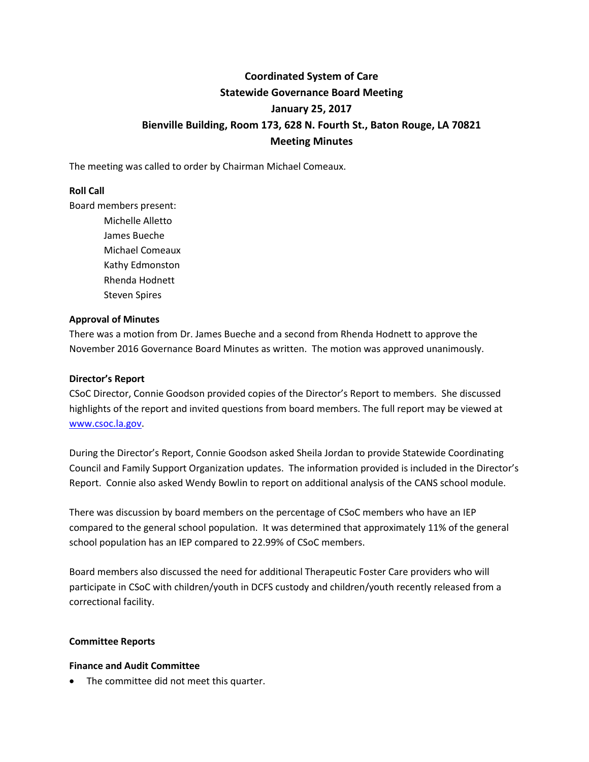# Coordinated System of Care
# Statewide Governance Board Meeting
# January 25, 2017
# Bienville Building, Room 173, 628 N. Fourth St., Baton Rouge, LA 70821
# Meeting Minutes

The meeting was called to order by Chairman Michael Comeaux.

**Roll Call**

Board members present:

- Michelle Alletto
- James Bueche
- Michael Comeaux
- Kathy Edmonston
- Rhenda Hodnett
- Steven Spires

**Approval of Minutes**

There was a motion from Dr. James Bueche and a second from Rhenda Hodnett to approve the November 2016 Governance Board Minutes as written. The motion was approved unanimously.

**Director's Report**

CSoC Director, Connie Goodson provided copies of the Director's Report to members. She discussed highlights of the report and invited questions from board members. The full report may be viewed at www.csoc.la.gov.

During the Director's Report, Connie Goodson asked Sheila Jordan to provide Statewide Coordinating Council and Family Support Organization updates. The information provided is included in the Director's Report. Connie also asked Wendy Bowlin to report on additional analysis of the CANS school module.

There was discussion by board members on the percentage of CSoC members who have an IEP compared to the general school population. It was determined that approximately 11% of the general school population has an IEP compared to 22.99% of CSoC members.

Board members also discussed the need for additional Therapeutic Foster Care providers who will participate in CSoC with children/youth in DCFS custody and children/youth recently released from a correctional facility.

**Committee Reports**

**Finance and Audit Committee**

- The committee did not meet this quarter.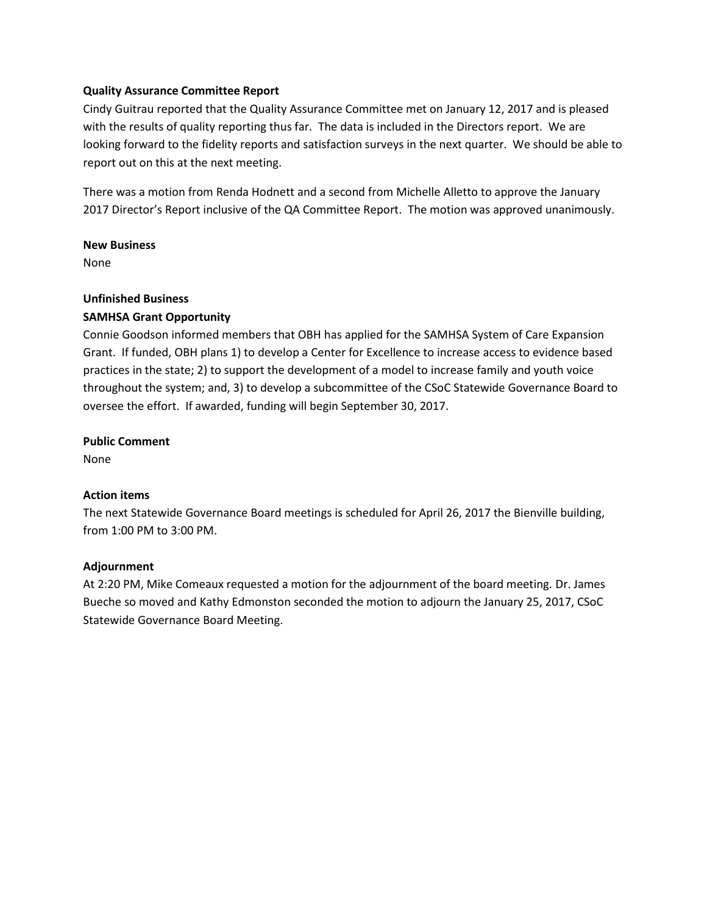**Quality Assurance Committee Report**

Cindy Guitrau reported that the Quality Assurance Committee met on January 12, 2017 and is pleased with the results of quality reporting thus far. The data is included in the Directors report. We are looking forward to the fidelity reports and satisfaction surveys in the next quarter. We should be able to report out on this at the next meeting.

There was a motion from Renda Hodnett and a second from Michelle Alletto to approve the January 2017 Director's Report inclusive of the QA Committee Report. The motion was approved unanimously.

**New Business**

None

**Unfinished Business**

**SAMHSA Grant Opportunity**

Connie Goodson informed members that OBH has applied for the SAMHSA System of Care Expansion Grant. If funded, OBH plans 1) to develop a Center for Excellence to increase access to evidence based practices in the state; 2) to support the development of a model to increase family and youth voice throughout the system; and, 3) to develop a subcommittee of the CSoC Statewide Governance Board to oversee the effort. If awarded, funding will begin September 30, 2017.

**Public Comment**

None

**Action items**

The next Statewide Governance Board meetings is scheduled for April 26, 2017 the Bienville building, from 1:00 PM to 3:00 PM.

**Adjournment**

At 2:20 PM, Mike Comeaux requested a motion for the adjournment of the board meeting. Dr. James Bueche so moved and Kathy Edmonston seconded the motion to adjourn the January 25, 2017, CSoC Statewide Governance Board Meeting.